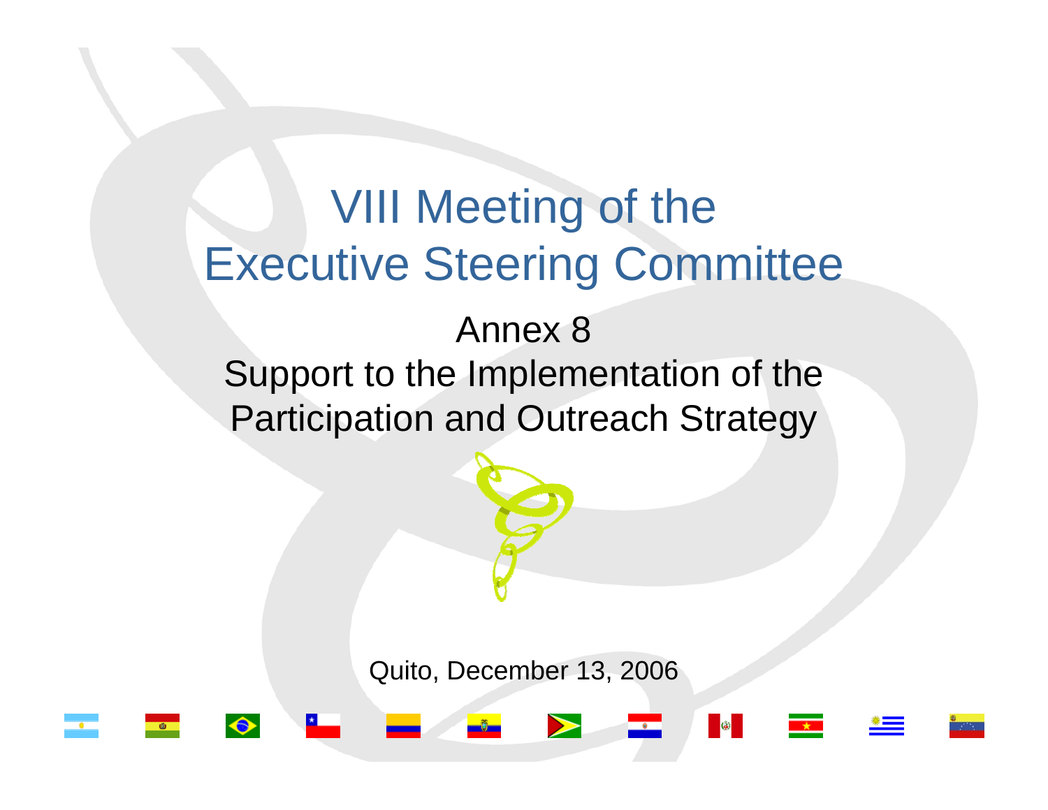# VIII Meeting of the Executive Steering Committee

## Annex 8
## Support to the Implementation of the Participation and Outreach Strategy

Quito, December 13, 2006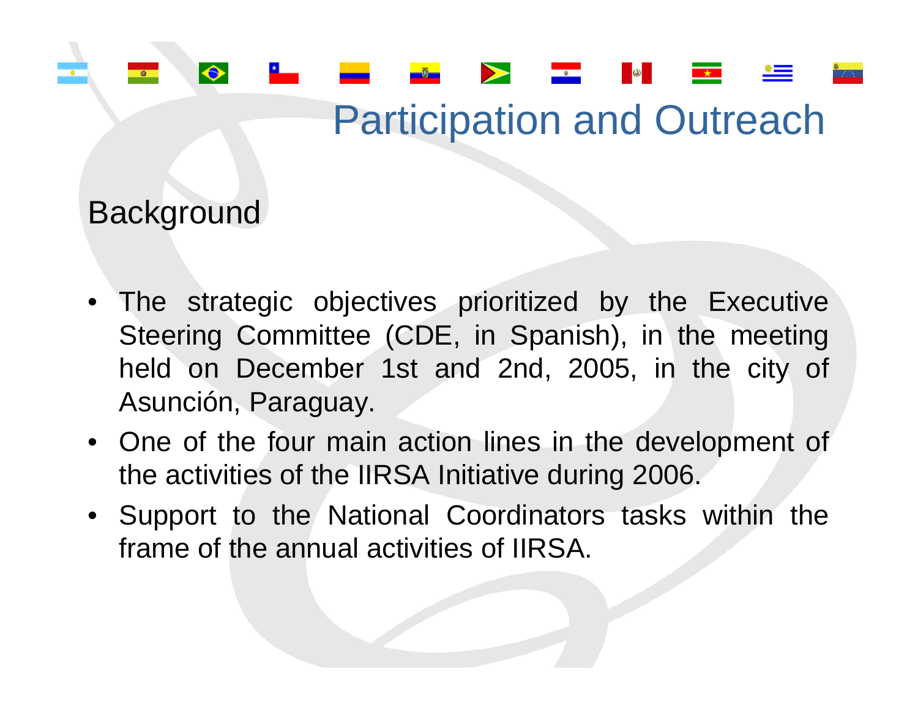# Participation and Outreach

## Background

- The strategic objectives prioritized by the Executive Steering Committee (CDE, in Spanish), in the meeting held on December 1st and 2nd, 2005, in the city of Asunción, Paraguay.
- One of the four main action lines in the development of the activities of the IIRSA Initiative during 2006.
- Support to the National Coordinators tasks within the frame of the annual activities of IIRSA.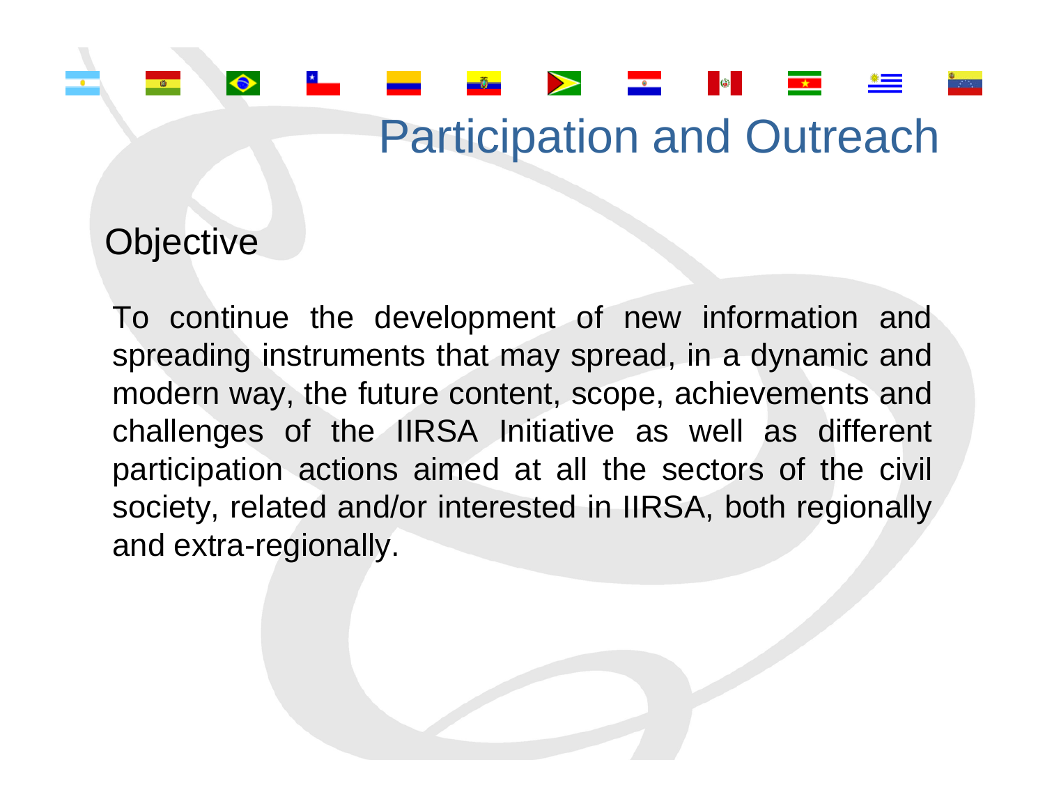# Participation and Outreach

## Objective

To continue the development of new information and spreading instruments that may spread, in a dynamic and modern way, the future content, scope, achievements and challenges of the IIRSA Initiative as well as different participation actions aimed at all the sectors of the civil society, related and/or interested in IIRSA, both regionally and extra-regionally.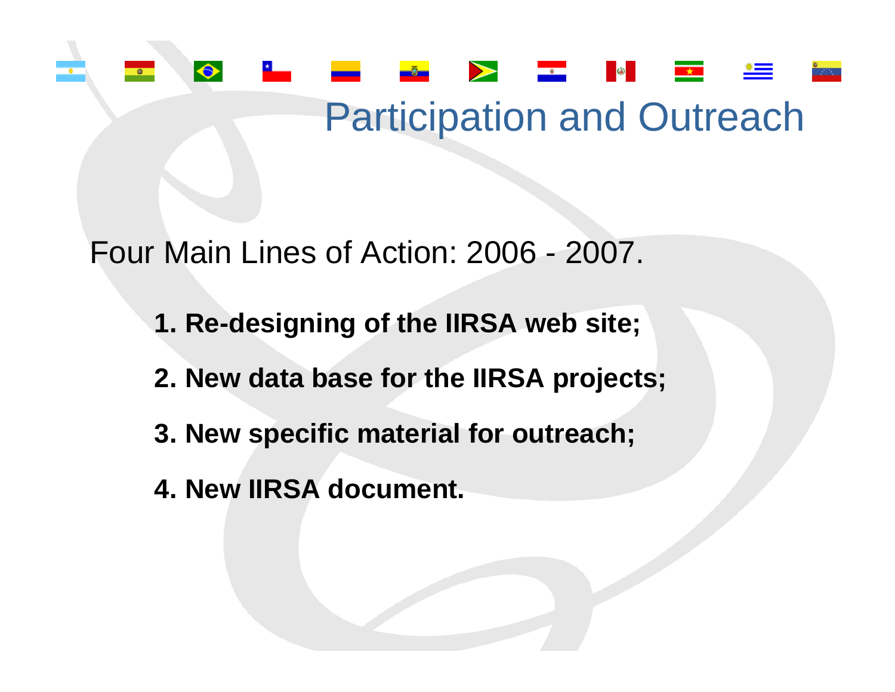# Participation and Outreach

Four Main Lines of Action: 2006 - 2007.

1. **Re-designing of the IIRSA web site;**
2. **New data base for the IIRSA projects;**
3. **New specific material for outreach;**
4. **New IIRSA document.**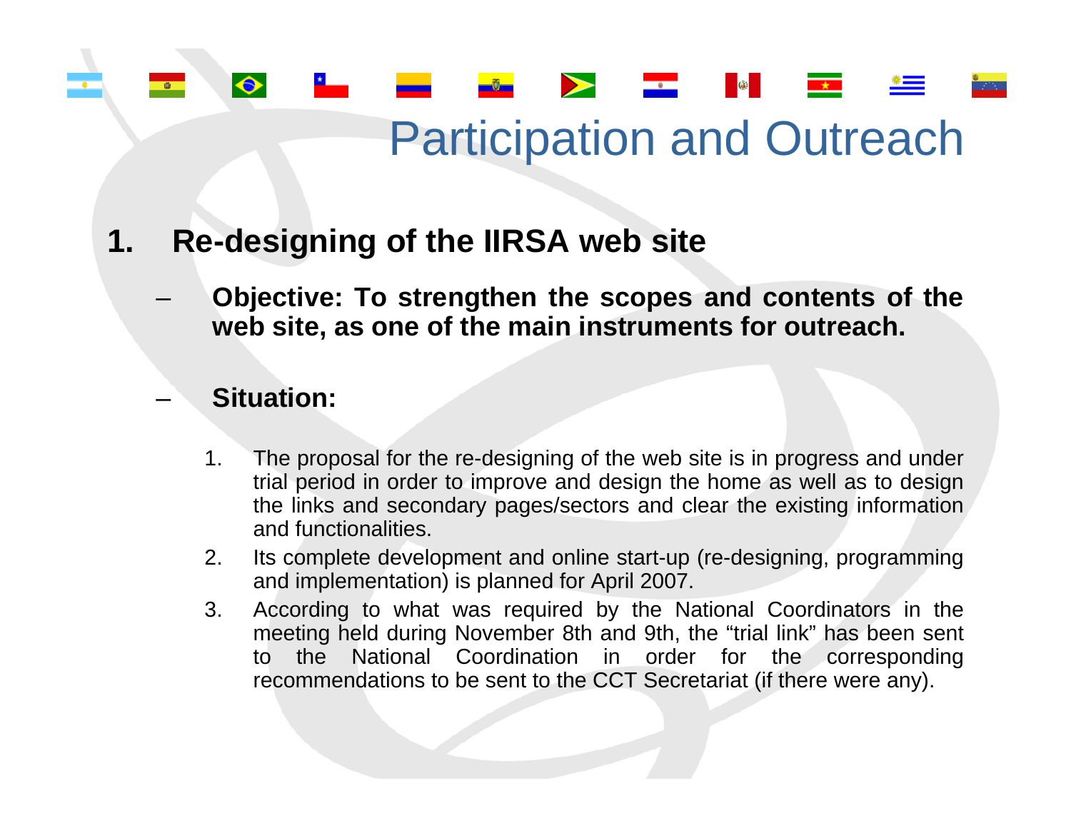# Participation and Outreach

1. **Re-designing of the IIRSA web site**

   – **Objective: To strengthen the scopes and contents of the web site, as one of the main instruments for outreach.**

   – **Situation:**

     1. The proposal for the re-designing of the web site is in progress and under trial period in order to improve and design the home as well as to design the links and secondary pages/sectors and clear the existing information and functionalities.
     2. Its complete development and online start-up (re-designing, programming and implementation) is planned for April 2007.
     3. According to what was required by the National Coordinators in the meeting held during November 8th and 9th, the "trial link" has been sent to the National Coordination in order for the corresponding recommendations to be sent to the CCT Secretariat (if there were any).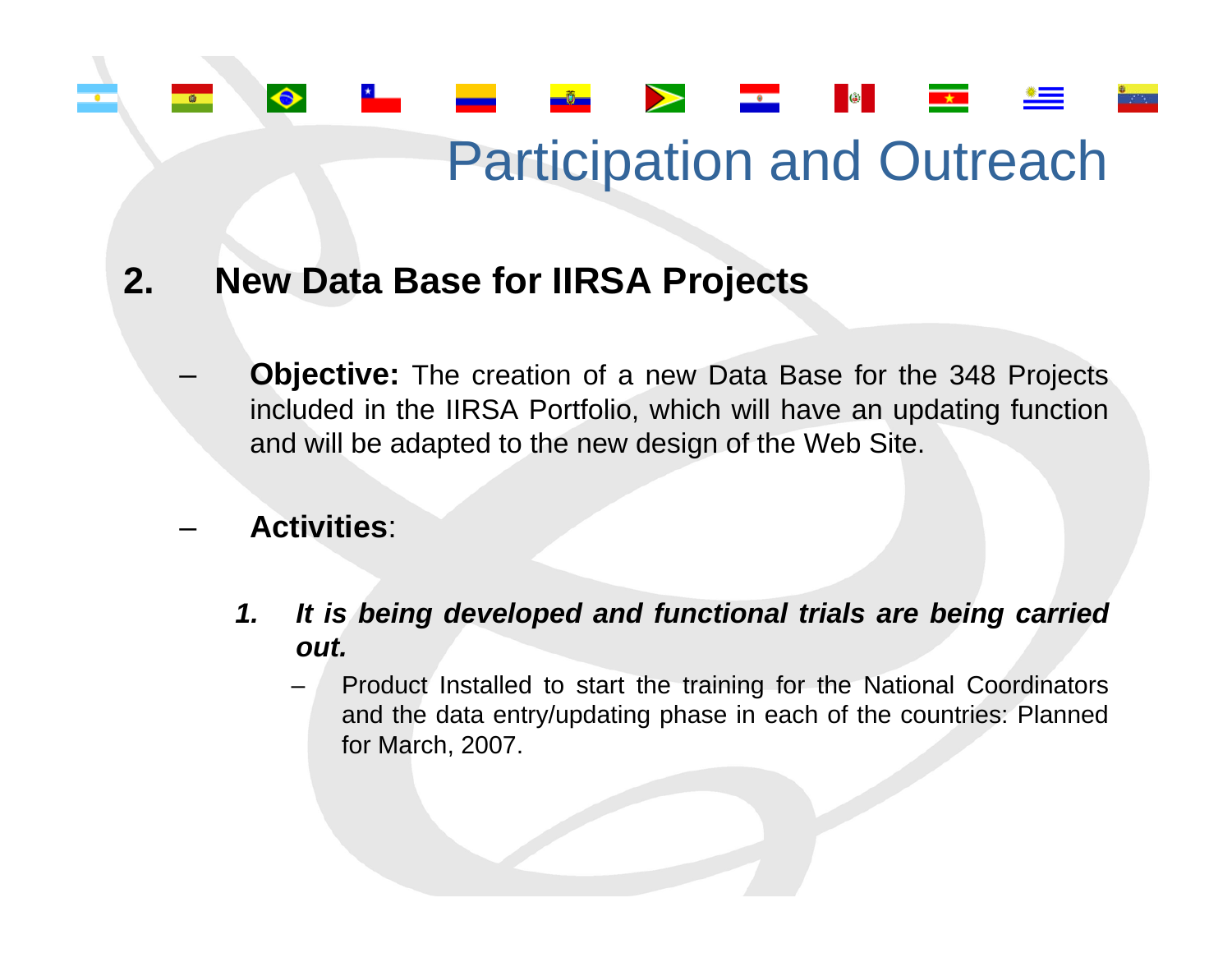# Participation and Outreach

## 2. New Data Base for IIRSA Projects

- **Objective:** The creation of a new Data Base for the 348 Projects included in the IIRSA Portfolio, which will have an updating function and will be adapted to the new design of the Web Site.

- **Activities**:

  1. ***It is being developed and functional trials are being carried out.***
     - Product Installed to start the training for the National Coordinators and the data entry/updating phase in each of the countries: Planned for March, 2007.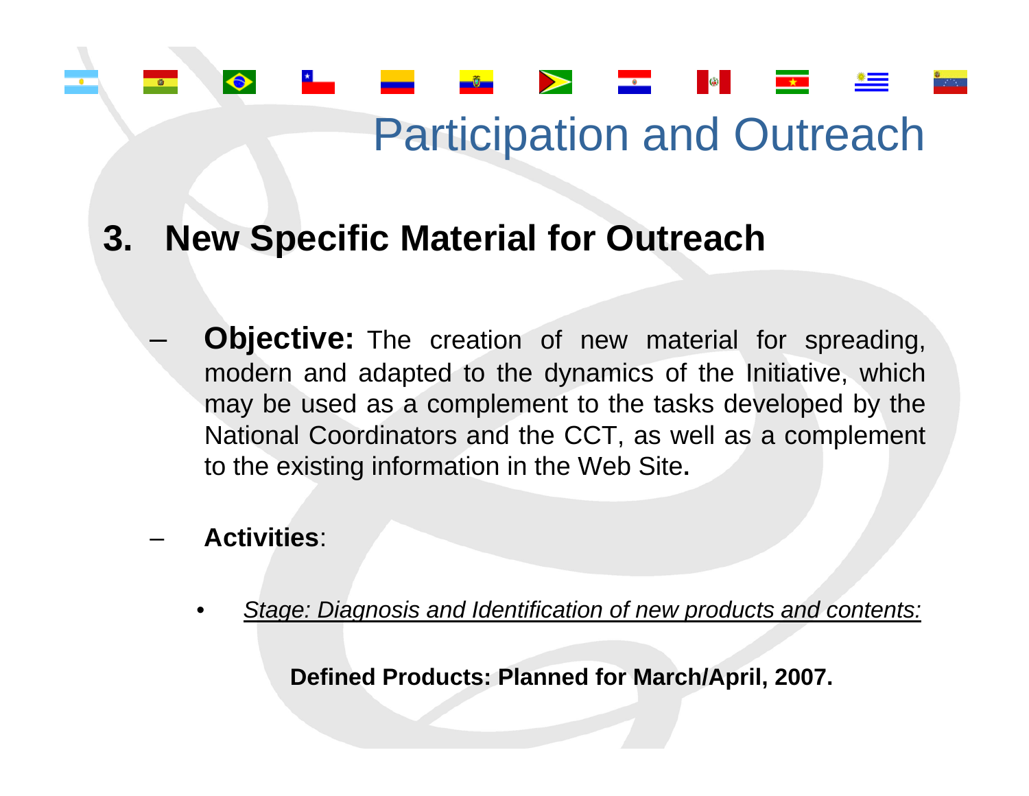# Participation and Outreach

## 3. New Specific Material for Outreach

- **Objective:** The creation of new material for spreading, modern and adapted to the dynamics of the Initiative, which may be used as a complement to the tasks developed by the National Coordinators and the CCT, as well as a complement to the existing information in the Web Site**.**

- **Activities**:

  - *Stage: Diagnosis and Identification of new products and contents:*

    **Defined Products: Planned for March/April, 2007.**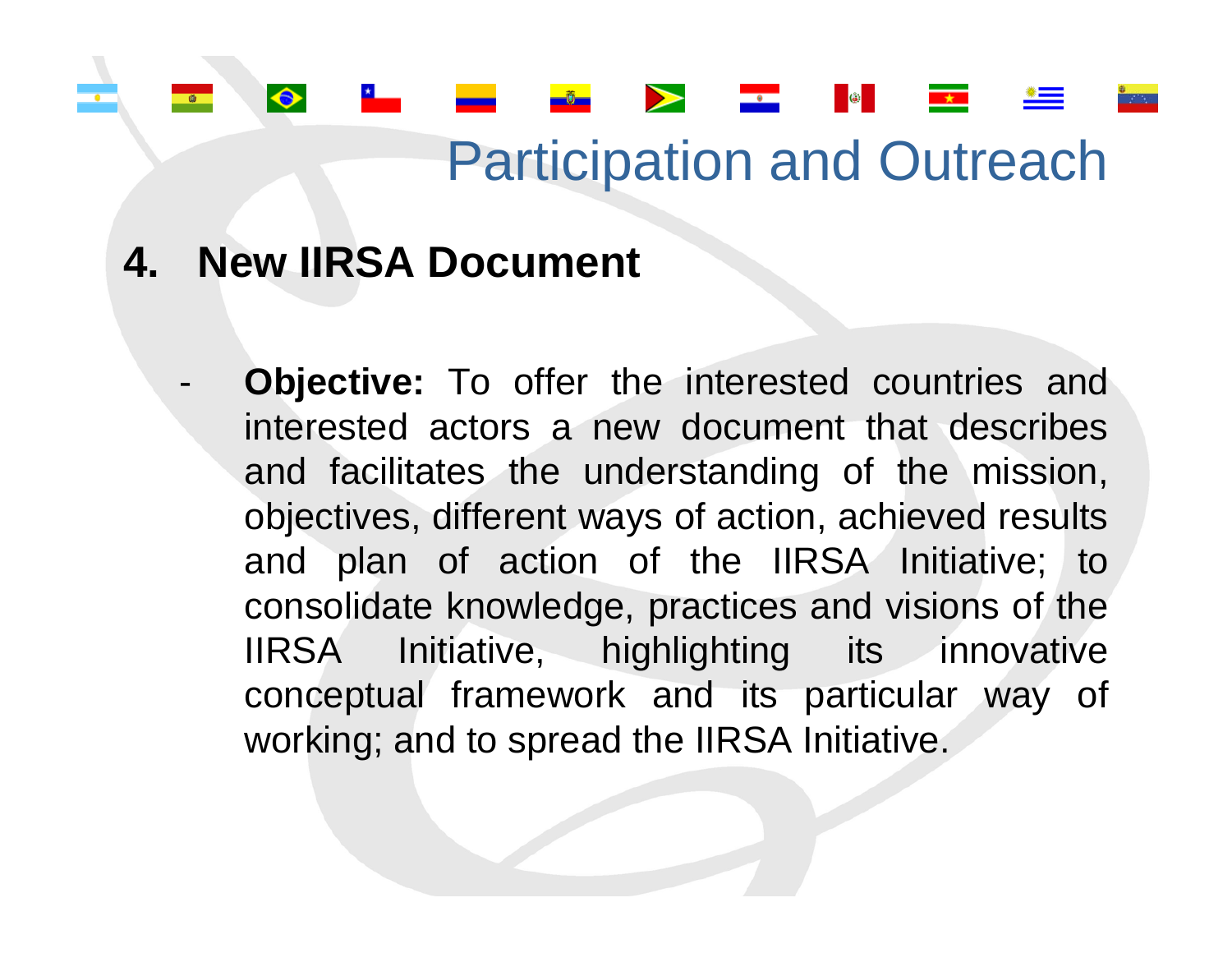# Participation and Outreach

## 4. New IIRSA Document

- **Objective:** To offer the interested countries and interested actors a new document that describes and facilitates the understanding of the mission, objectives, different ways of action, achieved results and plan of action of the IIRSA Initiative; to consolidate knowledge, practices and visions of the IIRSA Initiative, highlighting its innovative conceptual framework and its particular way of working; and to spread the IIRSA Initiative.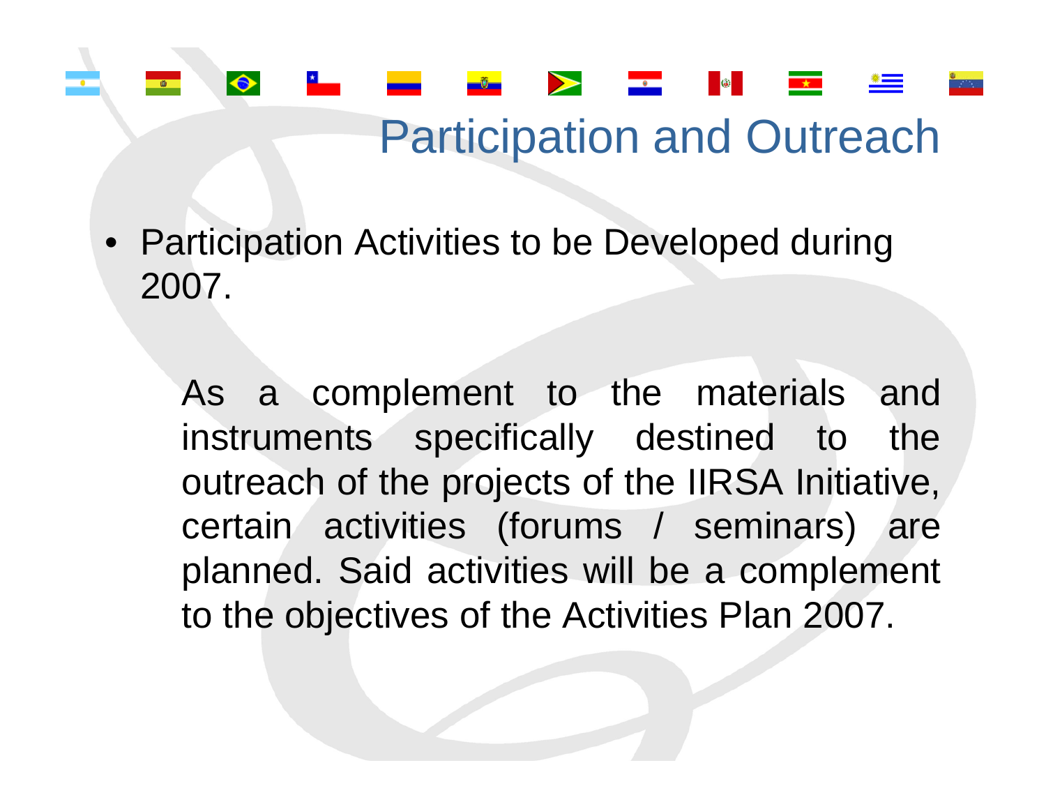# Participation and Outreach

- Participation Activities to be Developed during 2007.

  As a complement to the materials and instruments specifically destined to the outreach of the projects of the IIRSA Initiative, certain activities (forums / seminars) are planned. Said activities will be a complement to the objectives of the Activities Plan 2007.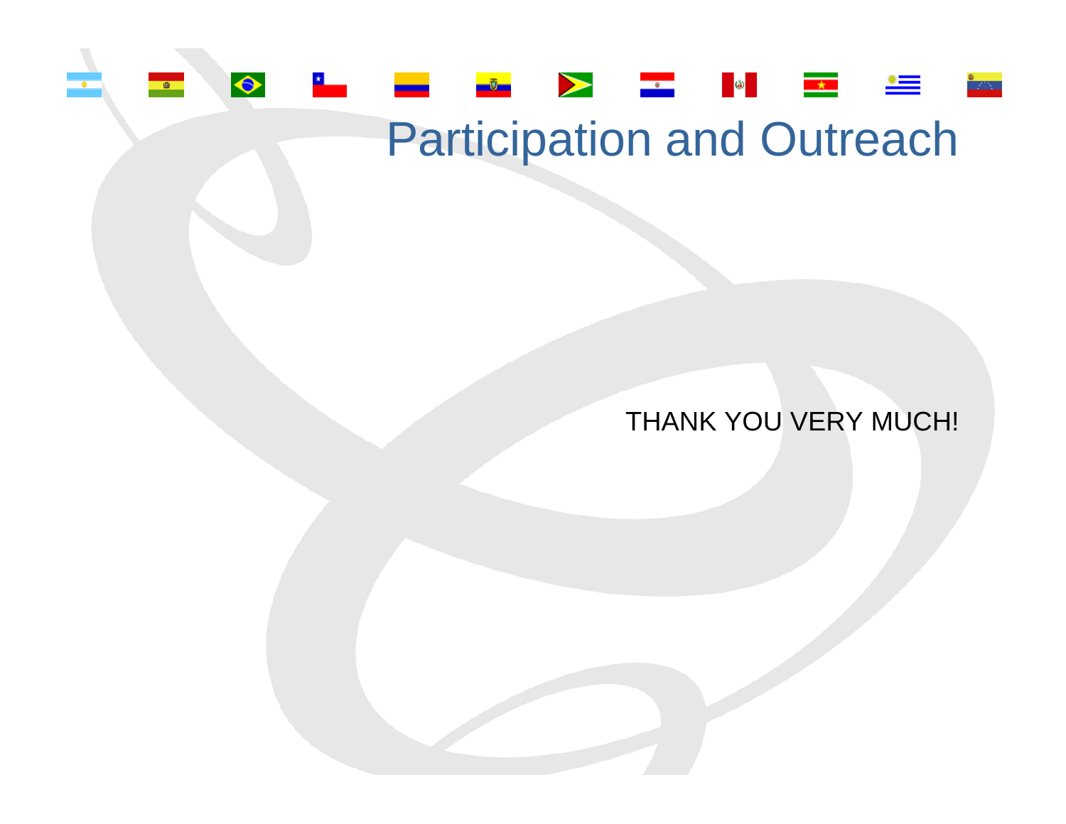# Participation and Outreach

THANK YOU VERY MUCH!